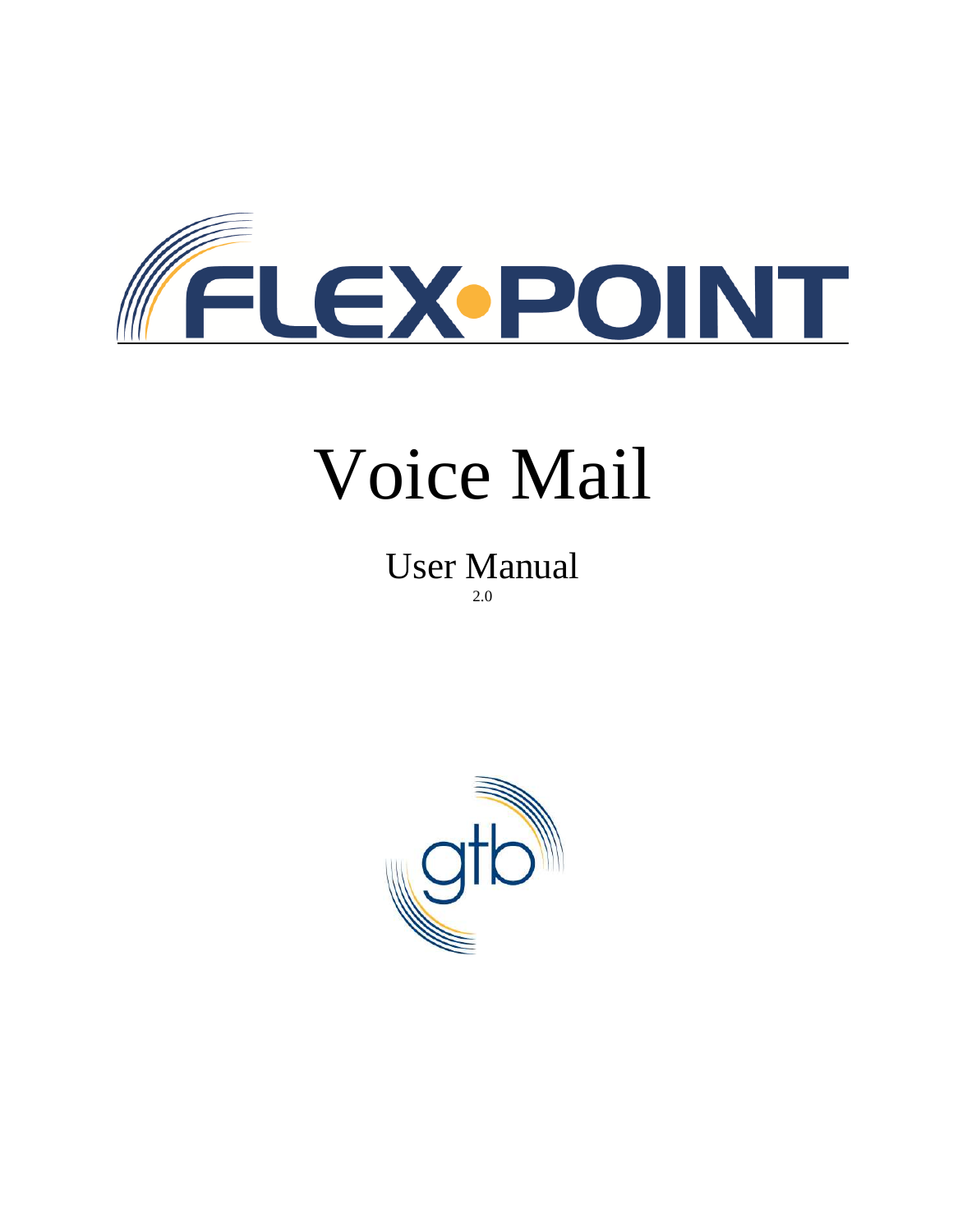FLEX•POINT

# Voice Mail

## User Manual

2.0

gtb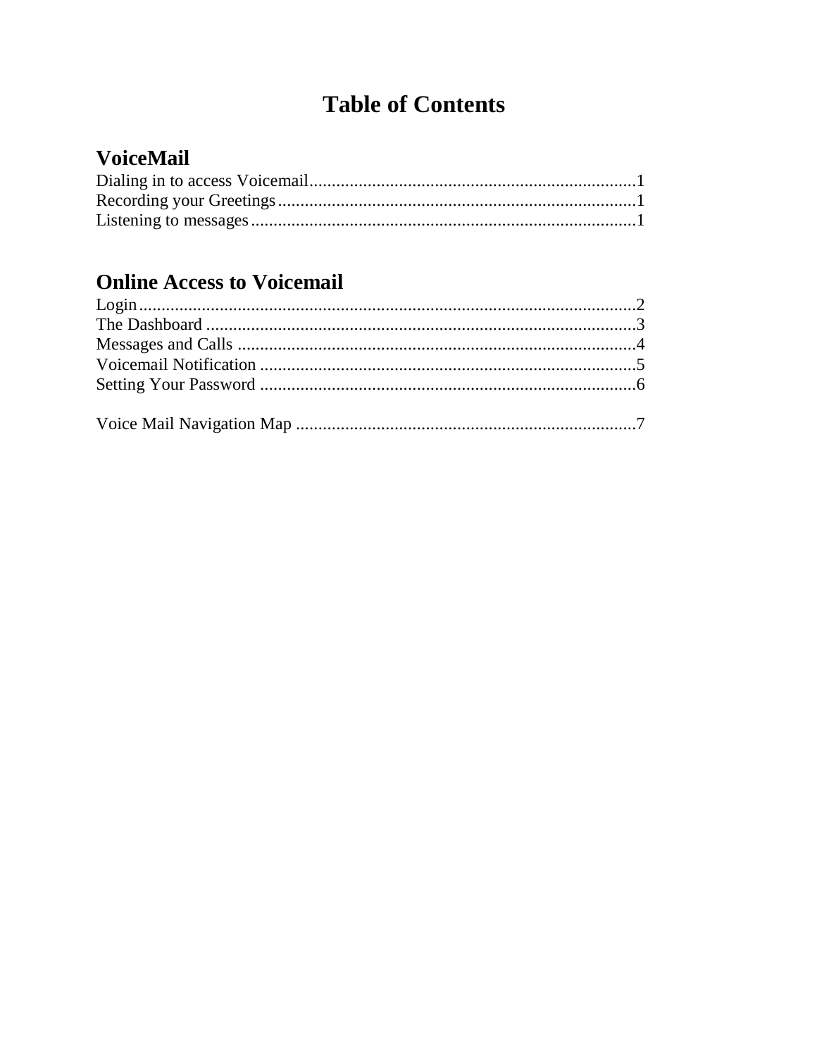# Table of Contents

## VoiceMail

Dialing in to access Voicemail........................................................................1
Recording your Greetings...............................................................................1
Listening to messages.....................................................................................1

## Online Access to Voicemail

Login..............................................................................................................2
The Dashboard ...............................................................................................3
Messages and Calls ........................................................................................4
Voicemail Notification ...................................................................................5
Setting Your Password ...................................................................................6

Voice Mail Navigation Map ...........................................................................7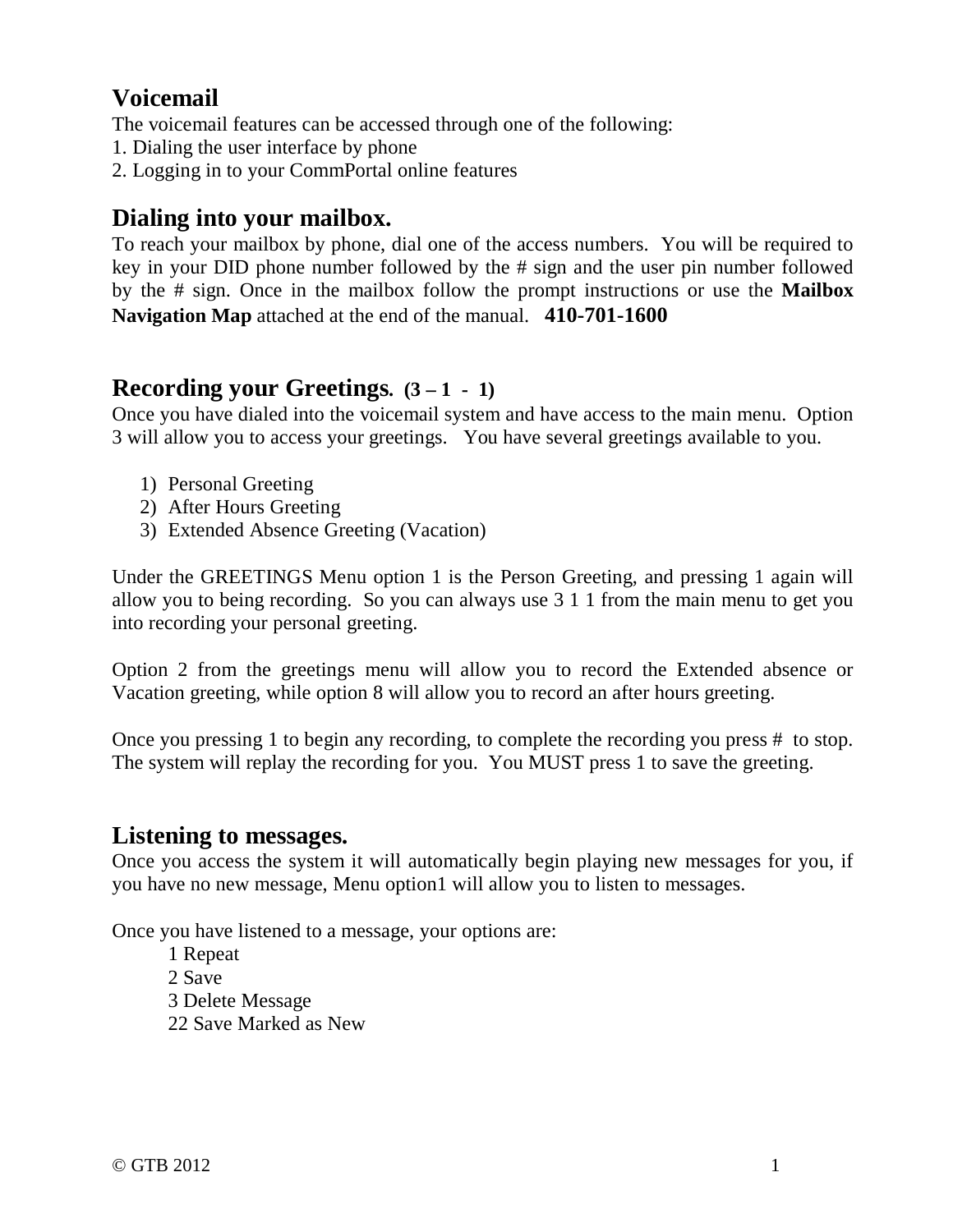## Voicemail

The voicemail features can be accessed through one of the following:
1. Dialing the user interface by phone
2. Logging in to your CommPortal online features

## Dialing into your mailbox.

To reach your mailbox by phone, dial one of the access numbers. You will be required to key in your DID phone number followed by the # sign and the user pin number followed by the # sign. Once in the mailbox follow the prompt instructions or use the **Mailbox Navigation Map** attached at the end of the manual. **410-701-1600**

## Recording your Greetings. (3 – 1 - 1)

Once you have dialed into the voicemail system and have access to the main menu. Option 3 will allow you to access your greetings. You have several greetings available to you.

1) Personal Greeting
2) After Hours Greeting
3) Extended Absence Greeting (Vacation)

Under the GREETINGS Menu option 1 is the Person Greeting, and pressing 1 again will allow you to being recording. So you can always use 3 1 1 from the main menu to get you into recording your personal greeting.

Option 2 from the greetings menu will allow you to record the Extended absence or Vacation greeting, while option 8 will allow you to record an after hours greeting.

Once you pressing 1 to begin any recording, to complete the recording you press # to stop. The system will replay the recording for you. You MUST press 1 to save the greeting.

## Listening to messages.

Once you access the system it will automatically begin playing new messages for you, if you have no new message, Menu option1 will allow you to listen to messages.

Once you have listened to a message, your options are:

1 Repeat
2 Save
3 Delete Message
22 Save Marked as New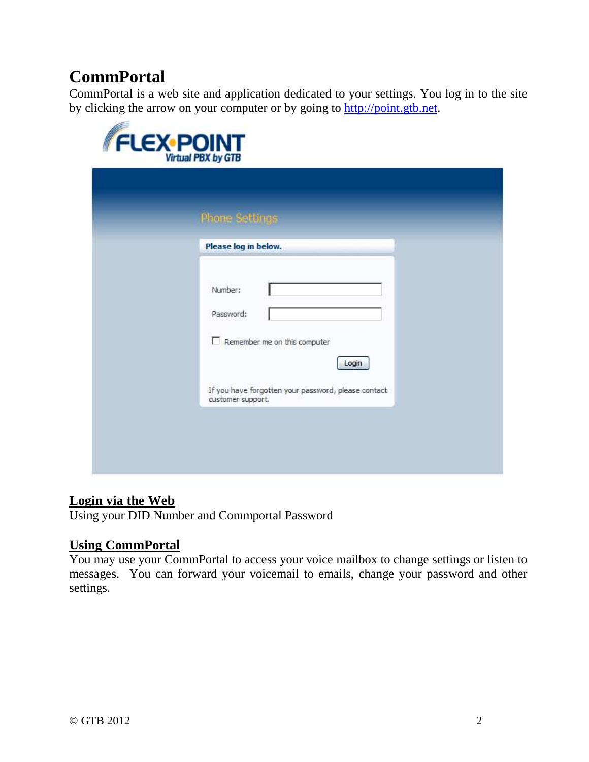# CommPortal

CommPortal is a web site and application dedicated to your settings. You log in to the site by clicking the arrow on your computer or by going to http://point.gtb.net.

FLEX·POINT
Virtual PBX by GTB

Phone Settings

**Please log in below.**

Number:

Password:

Remember me on this computer

Login

If you have forgotten your password, please contact customer support.

## Login via the Web

Using your DID Number and Commportal Password

## Using CommPortal

You may use your CommPortal to access your voice mailbox to change settings or listen to messages. You can forward your voicemail to emails, change your password and other settings.

© GTB 2012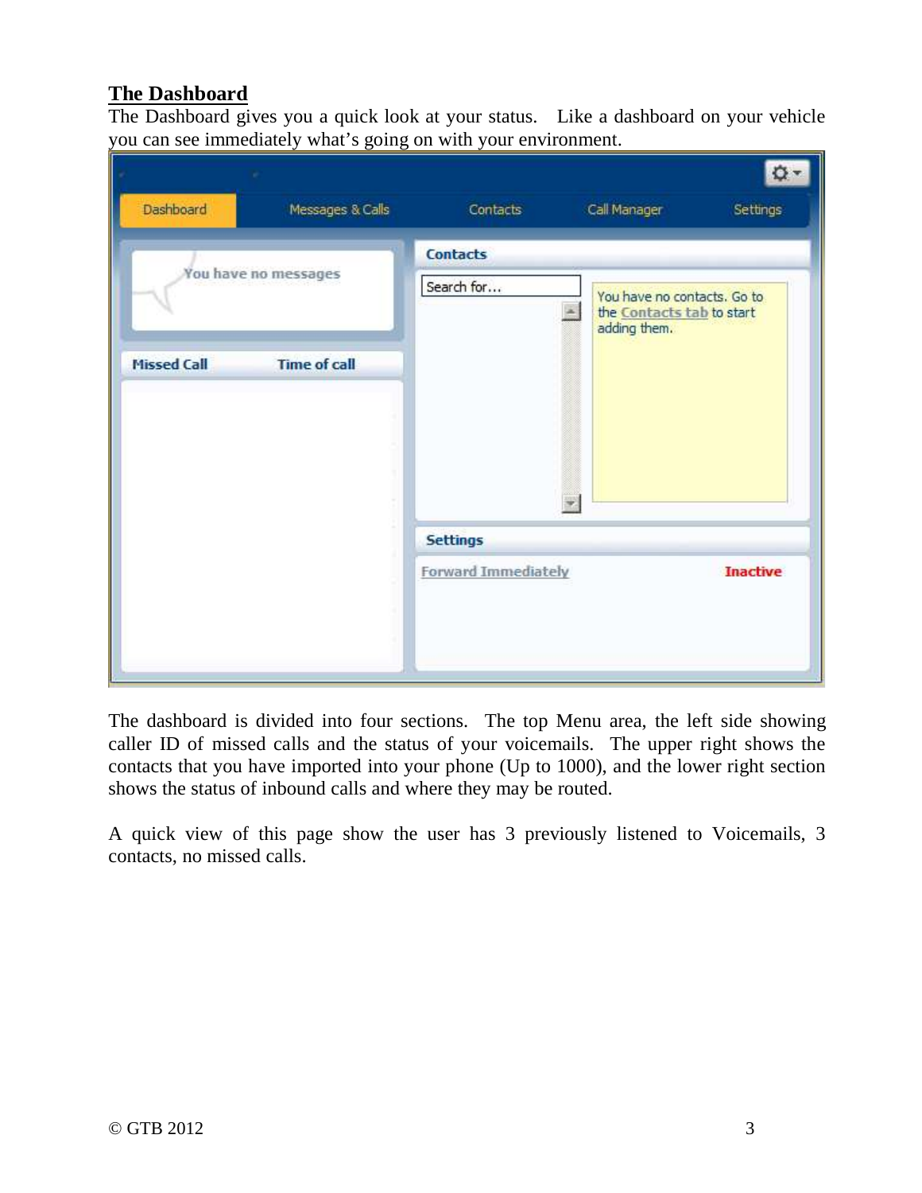## The Dashboard

The Dashboard gives you a quick look at your status. Like a dashboard on your vehicle you can see immediately what's going on with your environment.

The dashboard is divided into four sections. The top Menu area, the left side showing caller ID of missed calls and the status of your voicemails. The upper right shows the contacts that you have imported into your phone (Up to 1000), and the lower right section shows the status of inbound calls and where they may be routed.

A quick view of this page show the user has 3 previously listened to Voicemails, 3 contacts, no missed calls.

© GTB 2012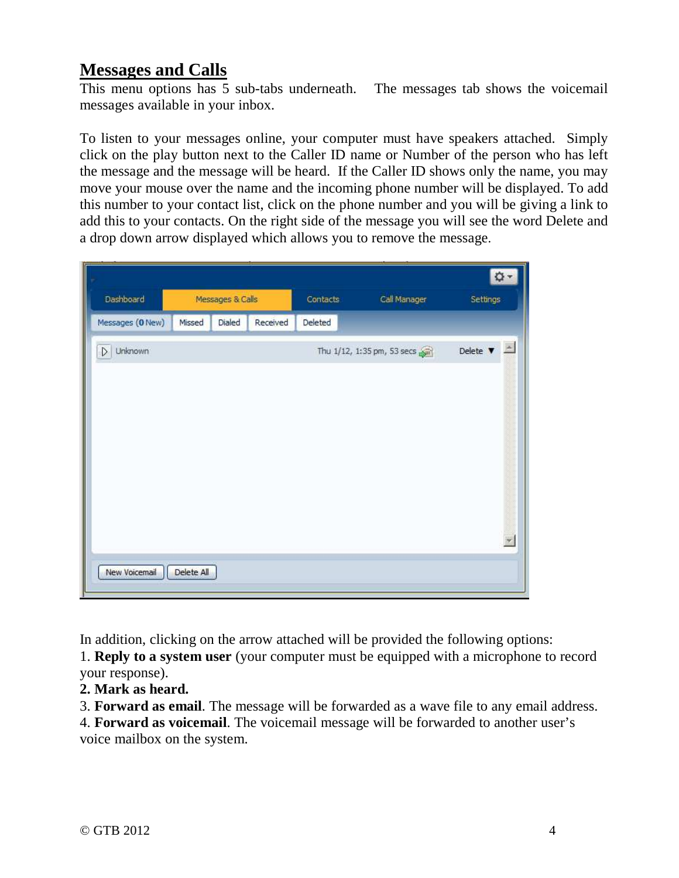## Messages and Calls

This menu options has 5 sub-tabs underneath. The messages tab shows the voicemail messages available in your inbox.

To listen to your messages online, your computer must have speakers attached. Simply click on the play button next to the Caller ID name or Number of the person who has left the message and the message will be heard. If the Caller ID shows only the name, you may move your mouse over the name and the incoming phone number will be displayed. To add this number to your contact list, click on the phone number and you will be giving a link to add this to your contacts. On the right side of the message you will see the word Delete and a drop down arrow displayed which allows you to remove the message.

In addition, clicking on the arrow attached will be provided the following options:

1. **Reply to a system user** (your computer must be equipped with a microphone to record your response).
2. **Mark as heard.**
3. **Forward as email**. The message will be forwarded as a wave file to any email address.
4. **Forward as voicemail**. The voicemail message will be forwarded to another user's voice mailbox on the system.

© GTB 2012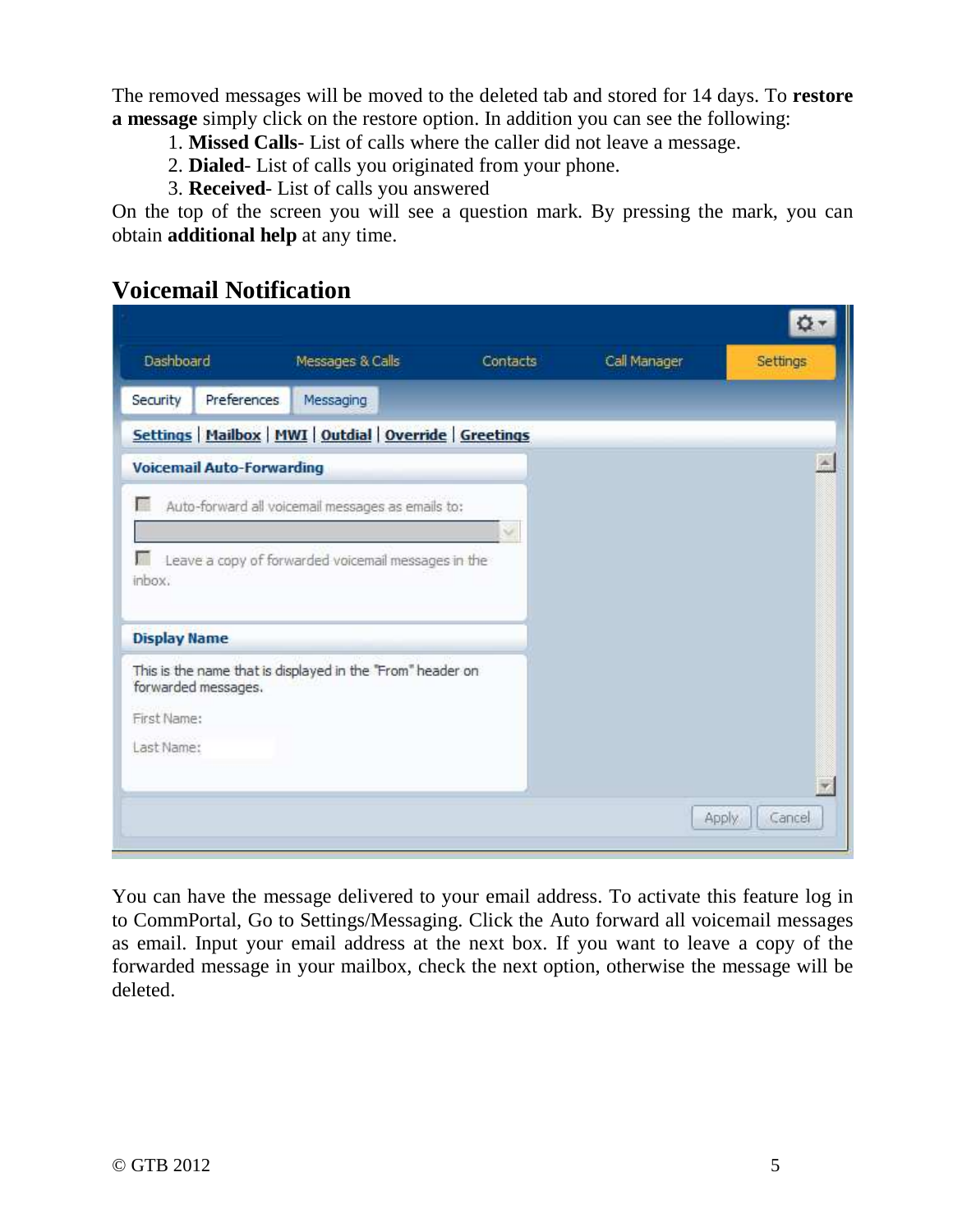The removed messages will be moved to the deleted tab and stored for 14 days. To **restore a message** simply click on the restore option. In addition you can see the following:

1. **Missed Calls**- List of calls where the caller did not leave a message.
2. **Dialed**- List of calls you originated from your phone.
3. **Received**- List of calls you answered

On the top of the screen you will see a question mark. By pressing the mark, you can obtain **additional help** at any time.

## Voicemail Notification

You can have the message delivered to your email address. To activate this feature log in to CommPortal, Go to Settings/Messaging. Click the Auto forward all voicemail messages as email. Input your email address at the next box. If you want to leave a copy of the forwarded message in your mailbox, check the next option, otherwise the message will be deleted.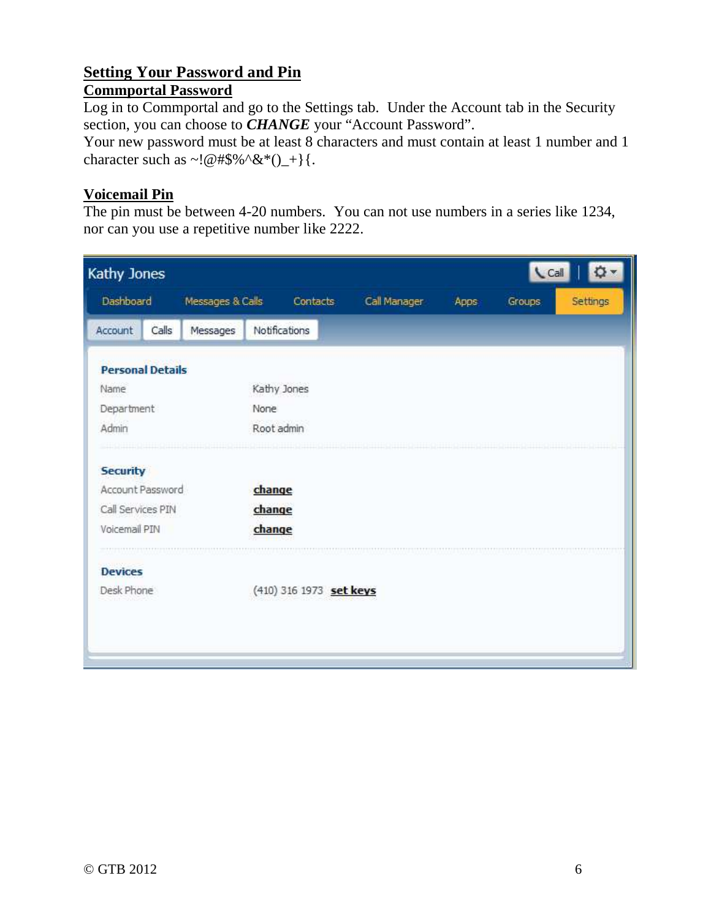# Setting Your Password and Pin

## Commportal Password

Log in to Commportal and go to the Settings tab. Under the Account tab in the Security section, you can choose to ***CHANGE*** your "Account Password".
Your new password must be at least 8 characters and must contain at least 1 number and 1 character such as ~!@#$%^&*()_+}{.

## Voicemail Pin

The pin must be between 4-20 numbers. You can not use numbers in a series like 1234, nor can you use a repetitive number like 2222.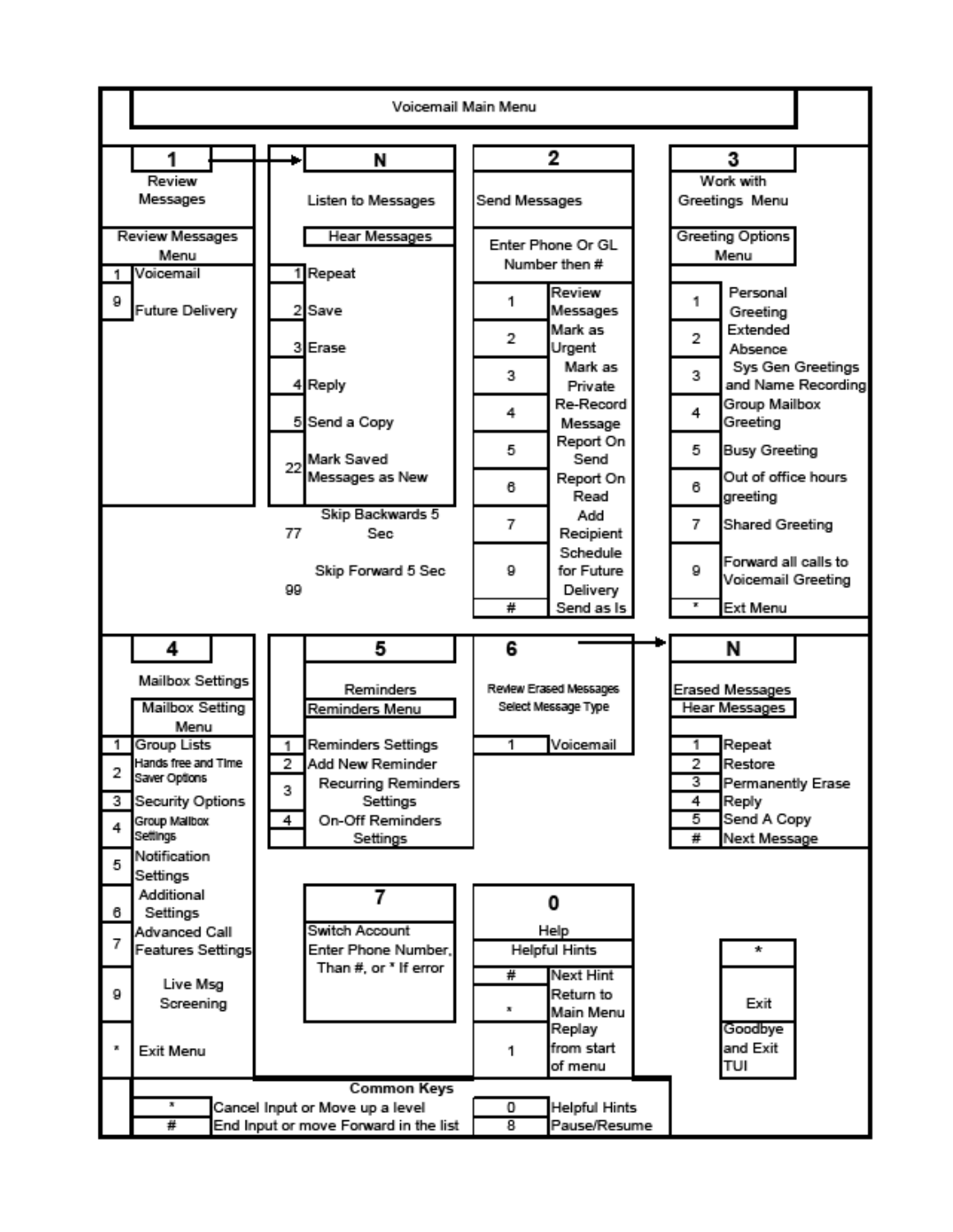# Voicemail Main Menu

## 1 — Review Messages

**Review Messages Menu**

| | |
|---|---|
| 1 | Voicemail |
| 9 | Future Delivery |

## N — Listen to Messages

**Hear Messages**

| | |
|---|---|
| 1 | Repeat |
| 2 | Save |
| 3 | Erase |
| 4 | Reply |
| 5 | Send a Copy |
| 22 | Mark Saved Messages as New |
| 77 | Skip Backwards 5 Sec |
| 99 | Skip Forward 5 Sec |

## 2 — Send Messages

**Enter Phone Or GL Number then #**

| | |
|---|---|
| 1 | Review Messages |
| 2 | Mark as Urgent |
| 3 | Mark as Private |
| 4 | Re-Record Message |
| 5 | Report On Send |
| 6 | Report On Read |
| 7 | Add Recipient |
| 9 | Schedule for Future Delivery |
| # | Send as Is |

## 3 — Work with Greetings Menu

**Greeting Options Menu**

| | |
|---|---|
| 1 | Personal Greeting |
| 2 | Extended Absence |
| 3 | Sys Gen Greetings and Name Recording |
| 4 | Group Mailbox Greeting |
| 5 | Busy Greeting |
| 6 | Out of office hours greeting |
| 7 | Shared Greeting |
| 9 | Forward all calls to Voicemail Greeting |
| * | Ext Menu |

## 4 — Mailbox Settings

**Mailbox Setting Menu**

| | |
|---|---|
| 1 | Group Lists |
| 2 | Hands free and Time Saver Options |
| 3 | Security Options |
| 4 | Group Mailbox Settings |
| 5 | Notification Settings |
| 6 | Additional Settings |
| 7 | Advanced Call Features Settings |
| 9 | Live Msg Screening |
| * | Exit Menu |

## 5 — Reminders

**Reminders Menu**

| | |
|---|---|
| 1 | Reminders Settings |
| 2 | Add New Reminder |
| 3 | Recurring Reminders Settings |
| 4 | On-Off Reminders Settings |

## 6 — Review Erased Messages

**Select Message Type**

| | |
|---|---|
| 1 | Voicemail |

## N — Erased Messages

**Hear Messages**

| | |
|---|---|
| 1 | Repeat |
| 2 | Restore |
| 3 | Permanently Erase |
| 4 | Reply |
| 5 | Send A Copy |
| # | Next Message |

## 7 — Switch Account

Enter Phone Number, Than #, or * If error

## 0 — Help

**Helpful Hints**

| | |
|---|---|
| # | Next Hint |
| * | Return to Main Menu |
| 1 | Replay from start of menu |

## * — Exit

Goodbye and Exit TUI

## Common Keys

| | | | |
|---|---|---|---|
| * | Cancel Input or Move up a level | 0 | Helpful Hints |
| # | End Input or move Forward in the list | 8 | Pause/Resume |